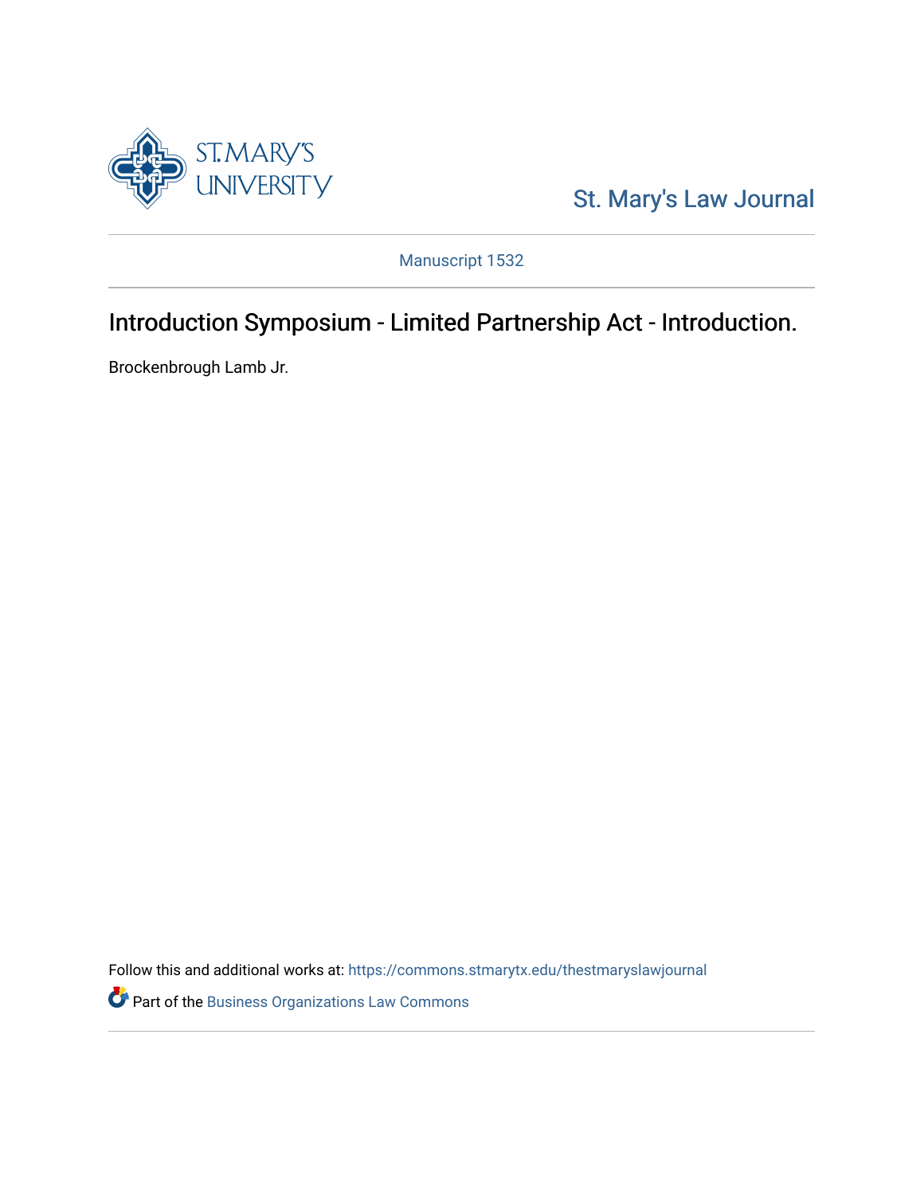St. Mary's Law Journal

Manuscript 1532

# Introduction Symposium - Limited Partnership Act - Introduction.

Brockenbrough Lamb Jr.

Follow this and additional works at: https://commons.stmarytx.edu/thestmaryslawjournal

Part of the Business Organizations Law Commons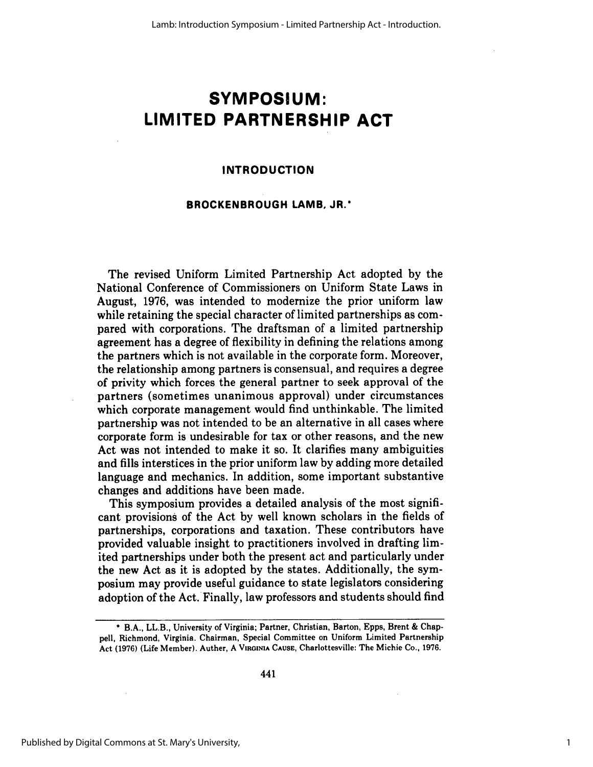# SYMPOSIUM: LIMITED PARTNERSHIP ACT

## INTRODUCTION

### BROCKENBROUGH LAMB, JR.*

The revised Uniform Limited Partnership Act adopted by the National Conference of Commissioners on Uniform State Laws in August, 1976, was intended to modernize the prior uniform law while retaining the special character of limited partnerships as compared with corporations. The draftsman of a limited partnership agreement has a degree of flexibility in defining the relations among the partners which is not available in the corporate form. Moreover, the relationship among partners is consensual, and requires a degree of privity which forces the general partner to seek approval of the partners (sometimes unanimous approval) under circumstances which corporate management would find unthinkable. The limited partnership was not intended to be an alternative in all cases where corporate form is undesirable for tax or other reasons, and the new Act was not intended to make it so. It clarifies many ambiguities and fills interstices in the prior uniform law by adding more detailed language and mechanics. In addition, some important substantive changes and additions have been made.

This symposium provides a detailed analysis of the most significant provisions of the Act by well known scholars in the fields of partnerships, corporations and taxation. These contributors have provided valuable insight to practitioners involved in drafting limited partnerships under both the present act and particularly under the new Act as it is adopted by the states. Additionally, the symposium may provide useful guidance to state legislators considering adoption of the Act. Finally, law professors and students should find

---

\* B.A., LL.B., University of Virginia; Partner, Christian, Barton, Epps, Brent & Chappell, Richmond, Virginia. Chairman, Special Committee on Uniform Limited Partnership Act (1976) (Life Member). Auther, A VIRGINIA CAUSE, Charlottesville: The Michie Co., 1976.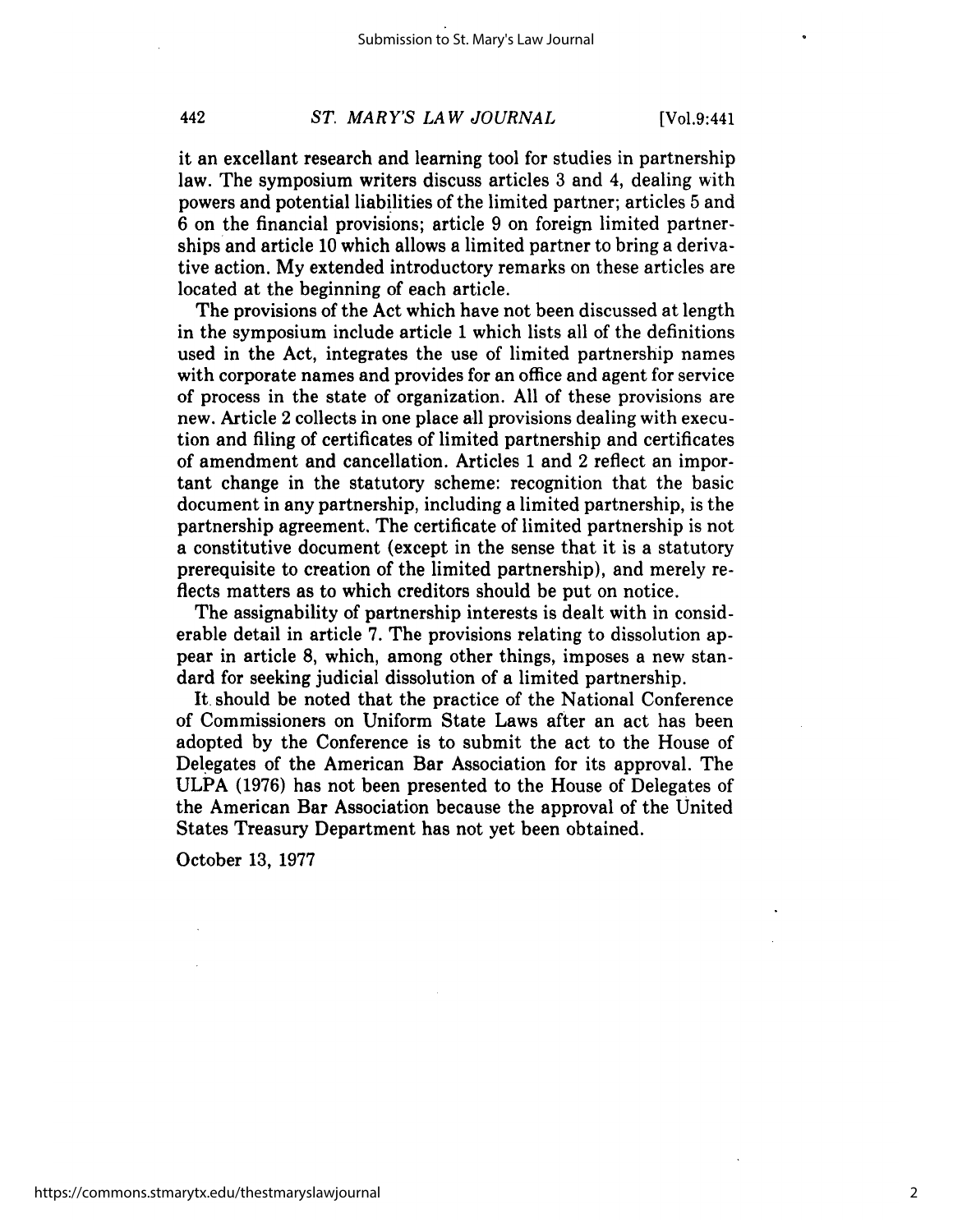it an excellant research and learning tool for studies in partnership law. The symposium writers discuss articles 3 and 4, dealing with powers and potential liabilities of the limited partner; articles 5 and 6 on the financial provisions; article 9 on foreign limited partnerships and article 10 which allows a limited partner to bring a derivative action. My extended introductory remarks on these articles are located at the beginning of each article.

The provisions of the Act which have not been discussed at length in the symposium include article 1 which lists all of the definitions used in the Act, integrates the use of limited partnership names with corporate names and provides for an office and agent for service of process in the state of organization. All of these provisions are new. Article 2 collects in one place all provisions dealing with execution and filing of certificates of limited partnership and certificates of amendment and cancellation. Articles 1 and 2 reflect an important change in the statutory scheme: recognition that the basic document in any partnership, including a limited partnership, is the partnership agreement. The certificate of limited partnership is not a constitutive document (except in the sense that it is a statutory prerequisite to creation of the limited partnership), and merely reflects matters as to which creditors should be put on notice.

The assignability of partnership interests is dealt with in considerable detail in article 7. The provisions relating to dissolution appear in article 8, which, among other things, imposes a new standard for seeking judicial dissolution of a limited partnership.

It should be noted that the practice of the National Conference of Commissioners on Uniform State Laws after an act has been adopted by the Conference is to submit the act to the House of Delegates of the American Bar Association for its approval. The ULPA (1976) has not been presented to the House of Delegates of the American Bar Association because the approval of the United States Treasury Department has not yet been obtained.

October 13, 1977